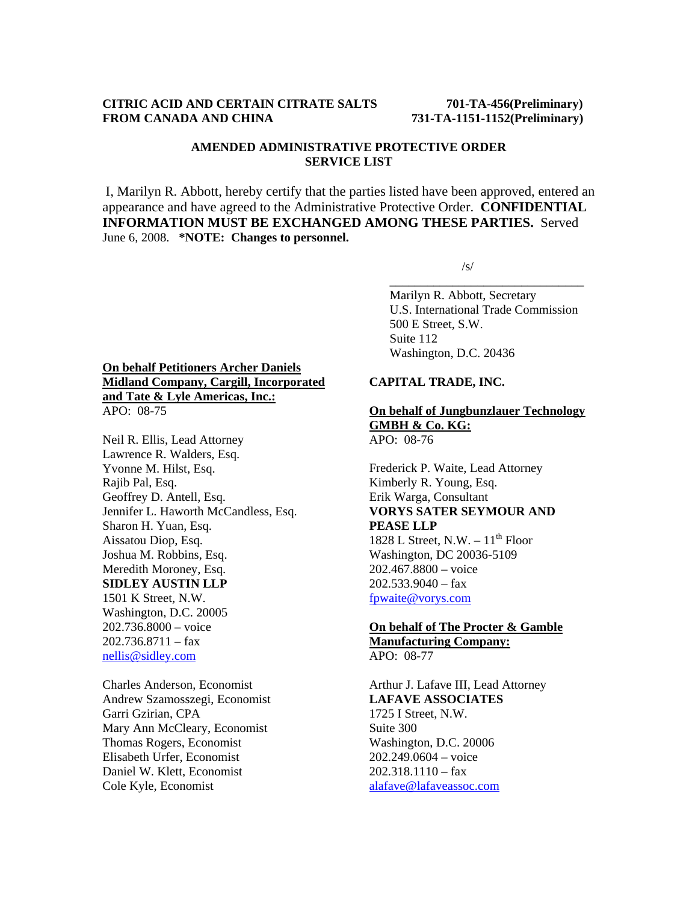**CITRIC ACID AND CERTAIN CITRATE SALTS FROM CANADA AND CHINA** | **701-TA-456(Preliminary) 731-TA-1151-1152(Preliminary)**

**AMENDED ADMINISTRATIVE PROTECTIVE ORDER SERVICE LIST**

I, Marilyn R. Abbott, hereby certify that the parties listed have been approved, entered an appearance and have agreed to the Administrative Protective Order. **CONFIDENTIAL INFORMATION MUST BE EXCHANGED AMONG THESE PARTIES.** Served June 6, 2008. ***NOTE: Changes to personnel.**

/s/
________________________________
Marilyn R. Abbott, Secretary
U.S. International Trade Commission
500 E Street, S.W.
Suite 112
Washington, D.C. 20436

**On behalf Petitioners Archer Daniels Midland Company, Cargill, Incorporated and Tate & Lyle Americas, Inc.:**
APO: 08-75

Neil R. Ellis, Lead Attorney
Lawrence R. Walders, Esq.
Yvonne M. Hilst, Esq.
Rajib Pal, Esq.
Geoffrey D. Antell, Esq.
Jennifer L. Haworth McCandless, Esq.
Sharon H. Yuan, Esq.
Aissatou Diop, Esq.
Joshua M. Robbins, Esq.
Meredith Moroney, Esq.
**SIDLEY AUSTIN LLP**
1501 K Street, N.W.
Washington, D.C. 20005
202.736.8000 – voice
202.736.8711 – fax
nellis@sidley.com

Charles Anderson, Economist
Andrew Szamosszegi, Economist
Garri Gzirian, CPA
Mary Ann McCleary, Economist
Thomas Rogers, Economist
Elisabeth Urfer, Economist
Daniel W. Klett, Economist
Cole Kyle, Economist
**CAPITAL TRADE, INC.**

**On behalf of Jungbunzlauer Technology GMBH & Co. KG:**
APO: 08-76

Frederick P. Waite, Lead Attorney
Kimberly R. Young, Esq.
Erik Warga, Consultant
**VORYS SATER SEYMOUR AND PEASE LLP**
1828 L Street, N.W. – 11th Floor
Washington, DC 20036-5109
202.467.8800 – voice
202.533.9040 – fax
fpwaite@vorys.com

**On behalf of The Procter & Gamble Manufacturing Company:**
APO: 08-77

Arthur J. Lafave III, Lead Attorney
**LAFAVE ASSOCIATES**
1725 I Street, N.W.
Suite 300
Washington, D.C. 20006
202.249.0604 – voice
202.318.1110 – fax
alafave@lafaveassoc.com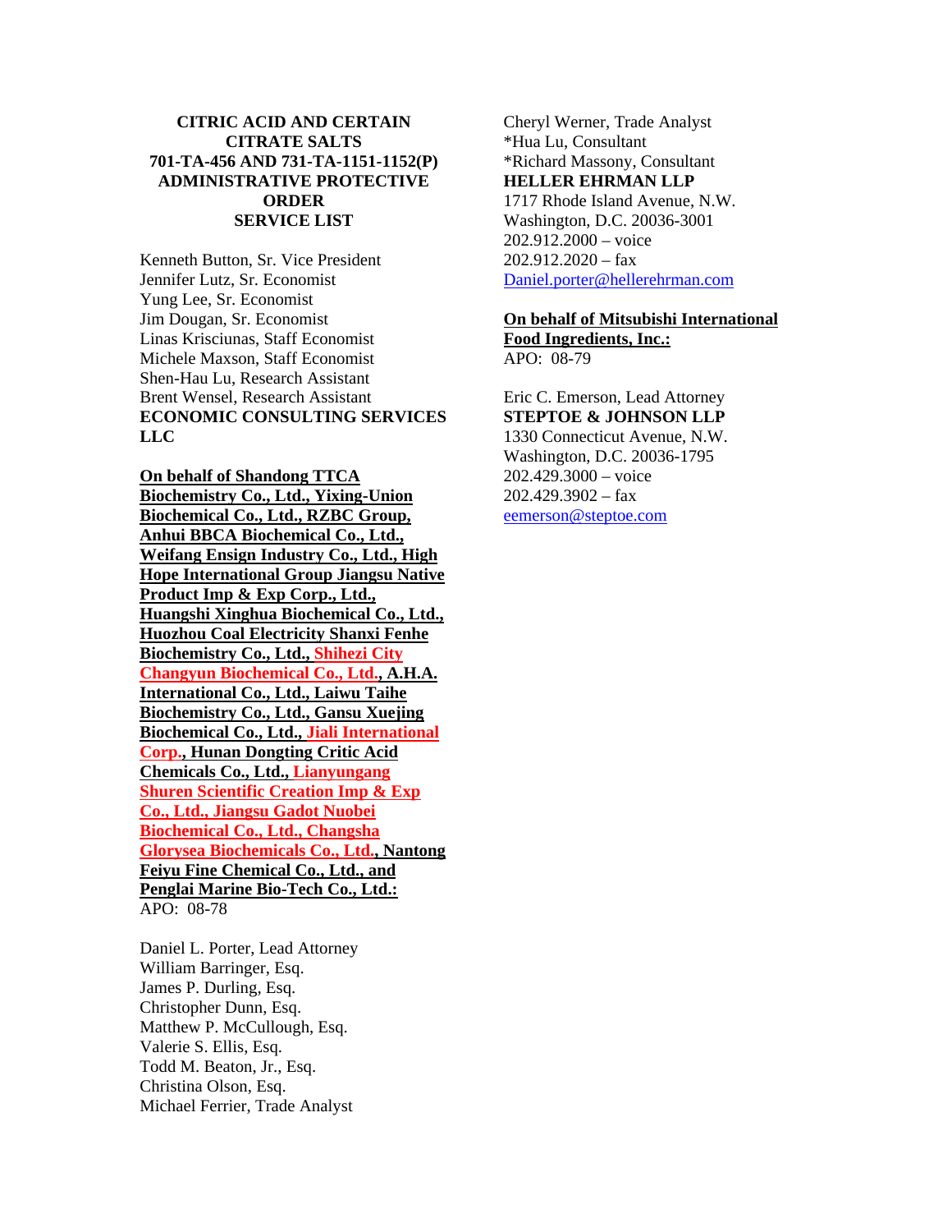**CITRIC ACID AND CERTAIN CITRATE SALTS 701-TA-456 AND 731-TA-1151-1152(P) ADMINISTRATIVE PROTECTIVE ORDER SERVICE LIST**

Kenneth Button, Sr. Vice President
Jennifer Lutz, Sr. Economist
Yung Lee, Sr. Economist
Jim Dougan, Sr. Economist
Linas Krisciunas, Staff Economist
Michele Maxson, Staff Economist
Shen-Hau Lu, Research Assistant
Brent Wensel, Research Assistant
**ECONOMIC CONSULTING SERVICES LLC**

**On behalf of Shandong TTCA Biochemistry Co., Ltd., Yixing-Union Biochemical Co., Ltd., RZBC Group, Anhui BBCA Biochemical Co., Ltd., Weifang Ensign Industry Co., Ltd., High Hope International Group Jiangsu Native Product Imp & Exp Corp., Ltd., Huangshi Xinghua Biochemical Co., Ltd., Huozhou Coal Electricity Shanxi Fenhe Biochemistry Co., Ltd., Shihezi City Changyun Biochemical Co., Ltd., A.H.A. International Co., Ltd., Laiwu Taihe Biochemistry Co., Ltd., Gansu Xuejing Biochemical Co., Ltd., Jiali International Corp., Hunan Dongting Critic Acid Chemicals Co., Ltd., Lianyungang Shuren Scientific Creation Imp & Exp Co., Ltd., Jiangsu Gadot Nuobei Biochemical Co., Ltd., Changsha Glorysea Biochemicals Co., Ltd., Nantong Feiyu Fine Chemical Co., Ltd., and Penglai Marine Bio-Tech Co., Ltd.:**
APO: 08-78

Daniel L. Porter, Lead Attorney
William Barringer, Esq.
James P. Durling, Esq.
Christopher Dunn, Esq.
Matthew P. McCullough, Esq.
Valerie S. Ellis, Esq.
Todd M. Beaton, Jr., Esq.
Christina Olson, Esq.
Michael Ferrier, Trade Analyst
Cheryl Werner, Trade Analyst
*Hua Lu, Consultant
*Richard Massony, Consultant
**HELLER EHRMAN LLP**
1717 Rhode Island Avenue, N.W.
Washington, D.C. 20036-3001
202.912.2000 – voice
202.912.2020 – fax
Daniel.porter@hellerehrman.com

**On behalf of Mitsubishi International Food Ingredients, Inc.:**
APO: 08-79

Eric C. Emerson, Lead Attorney
**STEPTOE & JOHNSON LLP**
1330 Connecticut Avenue, N.W.
Washington, D.C. 20036-1795
202.429.3000 – voice
202.429.3902 – fax
eemerson@steptoe.com